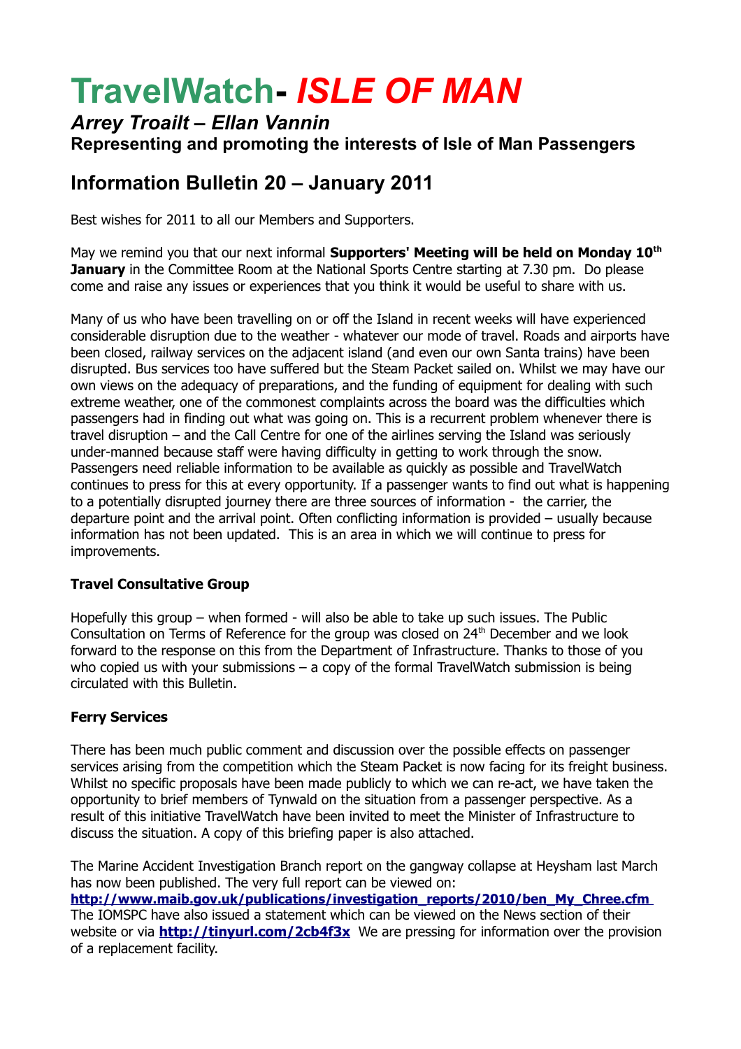# TravelWatch- *ISLE OF MAN*

### *Arrey Troailt – Ellan Vannin*

**Representing and promoting the interests of Isle of Man Passengers**

## Information Bulletin 20 – January 2011

Best wishes for 2011 to all our Members and Supporters.

May we remind you that our next informal **Supporters' Meeting will be held on Monday 10th January** in the Committee Room at the National Sports Centre starting at 7.30 pm. Do please come and raise any issues or experiences that you think it would be useful to share with us.

Many of us who have been travelling on or off the Island in recent weeks will have experienced considerable disruption due to the weather - whatever our mode of travel. Roads and airports have been closed, railway services on the adjacent island (and even our own Santa trains) have been disrupted. Bus services too have suffered but the Steam Packet sailed on. Whilst we may have our own views on the adequacy of preparations, and the funding of equipment for dealing with such extreme weather, one of the commonest complaints across the board was the difficulties which passengers had in finding out what was going on. This is a recurrent problem whenever there is travel disruption – and the Call Centre for one of the airlines serving the Island was seriously under-manned because staff were having difficulty in getting to work through the snow. Passengers need reliable information to be available as quickly as possible and TravelWatch continues to press for this at every opportunity. If a passenger wants to find out what is happening to a potentially disrupted journey there are three sources of information - the carrier, the departure point and the arrival point. Often conflicting information is provided – usually because information has not been updated. This is an area in which we will continue to press for improvements.

**Travel Consultative Group**

Hopefully this group – when formed - will also be able to take up such issues. The Public Consultation on Terms of Reference for the group was closed on 24th December and we look forward to the response on this from the Department of Infrastructure. Thanks to those of you who copied us with your submissions – a copy of the formal TravelWatch submission is being circulated with this Bulletin.

**Ferry Services**

There has been much public comment and discussion over the possible effects on passenger services arising from the competition which the Steam Packet is now facing for its freight business. Whilst no specific proposals have been made publicly to which we can re-act, we have taken the opportunity to brief members of Tynwald on the situation from a passenger perspective. As a result of this initiative TravelWatch have been invited to meet the Minister of Infrastructure to discuss the situation. A copy of this briefing paper is also attached.

The Marine Accident Investigation Branch report on the gangway collapse at Heysham last March has now been published. The very full report can be viewed on: **http://www.maib.gov.uk/publications/investigation_reports/2010/ben_My_Chree.cfm** The IOMSPC have also issued a statement which can be viewed on the News section of their website or via **http://tinyurl.com/2cb4f3x** We are pressing for information over the provision of a replacement facility.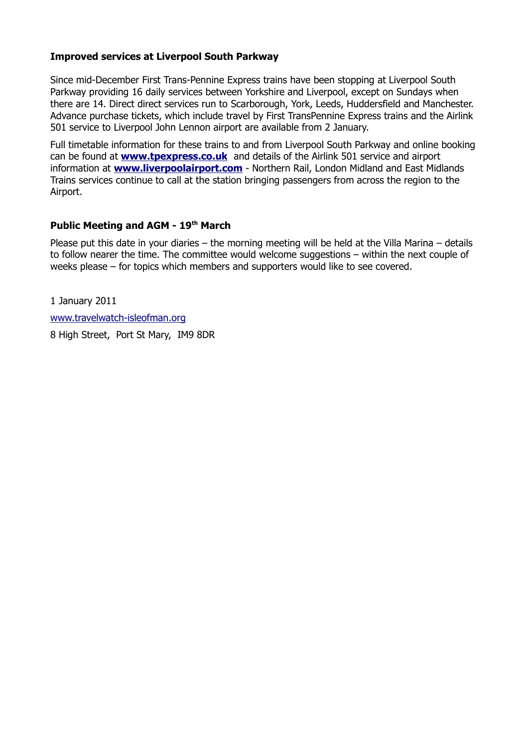**Improved services at Liverpool South Parkway**

Since mid-December First Trans-Pennine Express trains have been stopping at Liverpool South Parkway providing 16 daily services between Yorkshire and Liverpool, except on Sundays when there are 14. Direct direct services run to Scarborough, York, Leeds, Huddersfield and Manchester. Advance purchase tickets, which include travel by First TransPennine Express trains and the Airlink 501 service to Liverpool John Lennon airport are available from 2 January.

Full timetable information for these trains to and from Liverpool South Parkway and online booking can be found at **www.tpexpress.co.uk** and details of the Airlink 501 service and airport information at **www.liverpoolairport.com** - Northern Rail, London Midland and East Midlands Trains services continue to call at the station bringing passengers from across the region to the Airport.

**Public Meeting and AGM - 19th March**

Please put this date in your diaries – the morning meeting will be held at the Villa Marina – details to follow nearer the time. The committee would welcome suggestions – within the next couple of weeks please – for topics which members and supporters would like to see covered.

1 January 2011

www.travelwatch-isleofman.org

8 High Street, Port St Mary, IM9 8DR